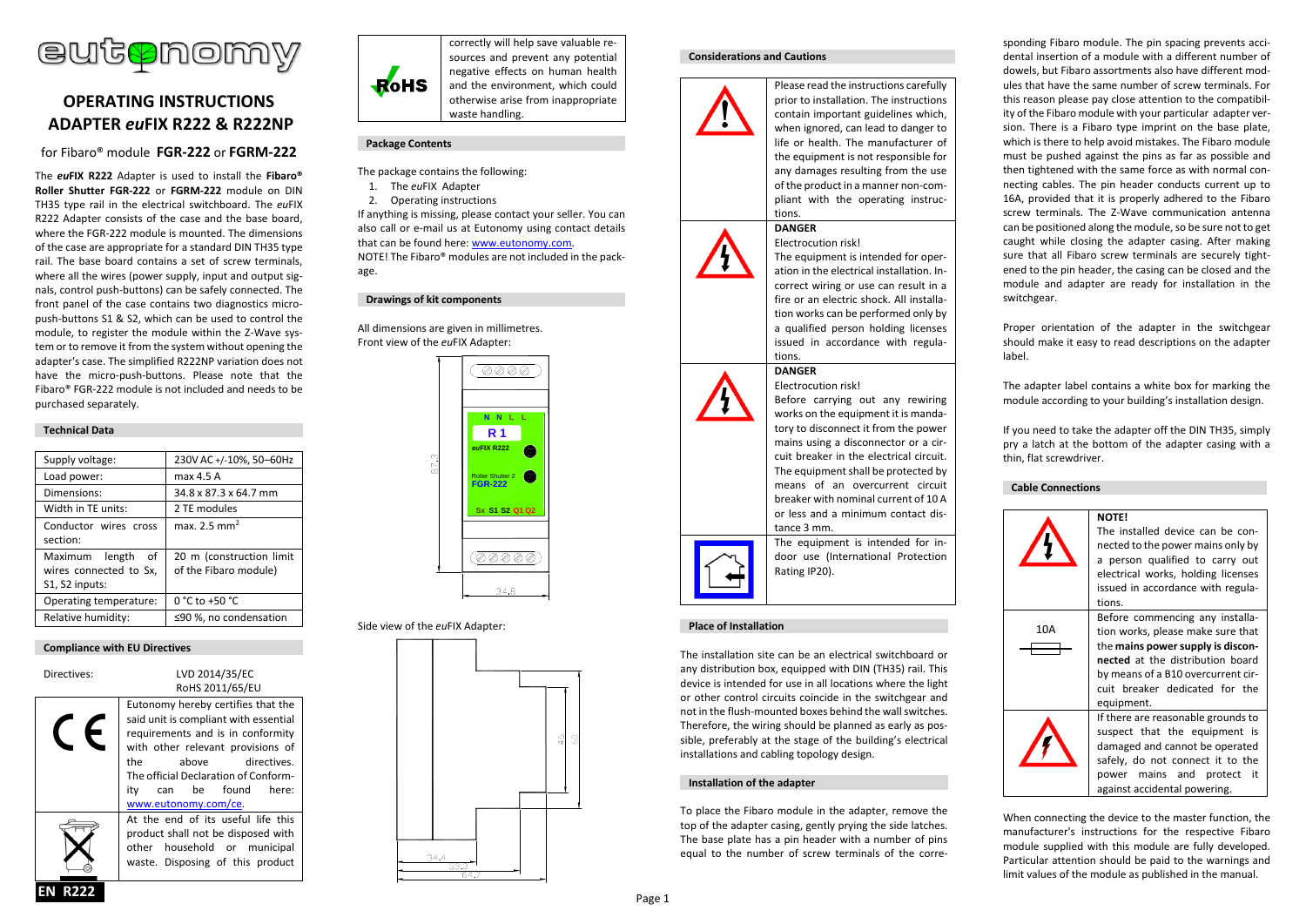# OPERATING INSTRUCTIONS
# ADAPTER *eu*FIX R222 & R222NP

for Fibaro® module **FGR-222** or **FGRM-222**

The ***eu*FIX R222** Adapter is used to install the **Fibaro® Roller Shutter FGR-222** or **FGRM-222** module on DIN TH35 type rail in the electrical switchboard. The *eu*FIX R222 Adapter consists of the case and the base board, where the FGR-222 module is mounted. The dimensions of the case are appropriate for a standard DIN TH35 type rail. The base board contains a set of screw terminals, where all the wires (power supply, input and output signals, control push-buttons) can be safely connected. The front panel of the case contains two diagnostics micro-push-buttons S1 & S2, which can be used to control the module, to register the module within the Z-Wave system or to remove it from the system without opening the adapter's case. The simplified R222NP variation does not have the micro-push-buttons. Please note that the Fibaro® FGR-222 module is not included and needs to be purchased separately.

## Technical Data

| | |
|---|---|
| Supply voltage: | 230V AC +/-10%, 50–60Hz |
| Load power: | max 4.5 A |
| Dimensions: | 34.8 x 87.3 x 64.7 mm |
| Width in TE units: | 2 TE modules |
| Conductor wires cross section: | max. 2.5 mm$^2$ |
| Maximum length of wires connected to Sx, S1, S2 inputs: | 20 m (construction limit of the Fibaro module) |
| Operating temperature: | 0 °C to +50 °C |
| Relative humidity: | ≤90 %, no condensation |

## Compliance with EU Directives

Directives: LVD 2014/35/EC
RoHS 2011/65/EU

Eutonomy hereby certifies that the said unit is compliant with essential requirements and is in conformity with other relevant provisions of the above directives. The official Declaration of Conformity can be found here: www.eutonomy.com/ce.

At the end of its useful life this product shall not be disposed with other household or municipal waste. Disposing of this product correctly will help save valuable resources and prevent any potential negative effects on human health and the environment, which could otherwise arise from inappropriate waste handling.

## Package Contents

The package contains the following:

1. The *eu*FIX Adapter
2. Operating instructions

If anything is missing, please contact your seller. You can also call or e-mail us at Eutonomy using contact details that can be found here: www.eutonomy.com.
NOTE! The Fibaro® modules are not included in the package.

## Drawings of kit components

All dimensions are given in millimetres.
Front view of the *eu*FIX Adapter:

Side view of the *eu*FIX Adapter:

## Considerations and Cautions

Please read the instructions carefully prior to installation. The instructions contain important guidelines which, when ignored, can lead to danger to life or health. The manufacturer of the equipment is not responsible for any damages resulting from the use of the product in a manner non-compliant with the operating instructions.

**DANGER**
Electrocution risk!
The equipment is intended for operation in the electrical installation. Incorrect wiring or use can result in a fire or an electric shock. All installation works can be performed only by a qualified person holding licenses issued in accordance with regulations.

**DANGER**
Electrocution risk!
Before carrying out any rewiring works on the equipment it is mandatory to disconnect it from the power mains using a disconnector or a circuit breaker in the electrical circuit. The equipment shall be protected by means of an overcurrent circuit breaker with nominal current of 10 A or less and a minimum contact distance 3 mm.

The equipment is intended for indoor use (International Protection Rating IP20).

## Place of Installation

The installation site can be an electrical switchboard or any distribution box, equipped with DIN (TH35) rail. This device is intended for use in all locations where the light or other control circuits coincide in the switchgear and not in the flush-mounted boxes behind the wall switches. Therefore, the wiring should be planned as early as possible, preferably at the stage of the building's electrical installations and cabling topology design.

## Installation of the adapter

To place the Fibaro module in the adapter, remove the top of the adapter casing, gently prying the side latches. The base plate has a pin header with a number of pins equal to the number of screw terminals of the corresponding Fibaro module. The pin spacing prevents accidental insertion of a module with a different number of dowels, but Fibaro assortments also have different modules that have the same number of screw terminals. For this reason please pay close attention to the compatibility of the Fibaro module with your particular adapter version. There is a Fibaro type imprint on the base plate, which is there to help avoid mistakes. The Fibaro module must be pushed against the pins as far as possible and then tightened with the same force as with normal connecting cables. The pin header conducts current up to 16A, provided that it is properly adhered to the Fibaro screw terminals. The Z-Wave communication antenna can be positioned along the module, so be sure not to get caught while closing the adapter casing. After making sure that all Fibaro screw terminals are securely tightened to the pin header, the casing can be closed and the module and adapter are ready for installation in the switchgear.

Proper orientation of the adapter in the switchgear should make it easy to read descriptions on the adapter label.

The adapter label contains a white box for marking the module according to your building's installation design.

If you need to take the adapter off the DIN TH35, simply pry a latch at the bottom of the adapter casing with a thin, flat screwdriver.

## Cable Connections

**NOTE!**
The installed device can be connected to the power mains only by a person qualified to carry out electrical works, holding licenses issued in accordance with regulations.

10A

Before commencing any installation works, please make sure that the **mains power supply is disconnected** at the distribution board by means of a B10 overcurrent circuit breaker dedicated for the equipment.

If there are reasonable grounds to suspect that the equipment is damaged and cannot be operated safely, do not connect it to the power mains and protect it against accidental powering.

When connecting the device to the master function, the manufacturer's instructions for the respective Fibaro module supplied with this module are fully developed. Particular attention should be paid to the warnings and limit values of the module as published in the manual.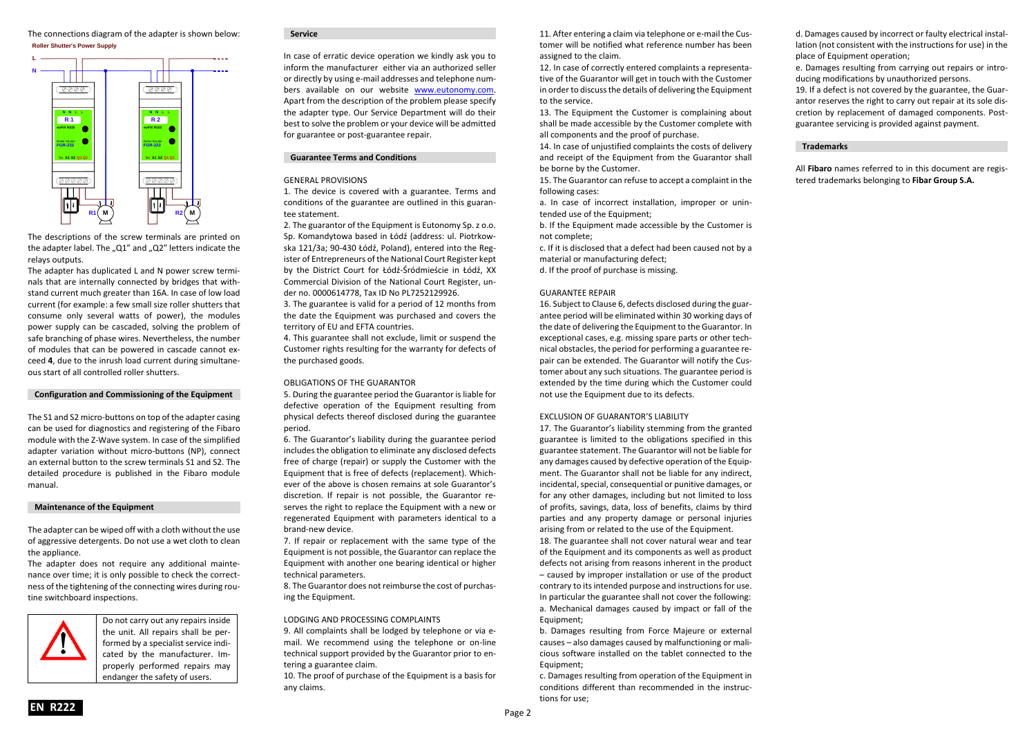The connections diagram of the adapter is shown below:

Roller Shutter's Power Supply

L

N

R 1

euFIX R222

Roller Shutter FGR-222

Sx S1 S2 Q1 Q2

R 2

euFIX R222

Roller Shutter FGR-222

Sx S1 S2 Q1 Q2

R1 M

R2 M

The descriptions of the screw terminals are printed on the adapter label. The „Q1" and „Q2" letters indicate the relays outputs.

The adapter has duplicated L and N power screw terminals that are internally connected by bridges that withstand current much greater than 16A. In case of low load current (for example: a few small size roller shutters that consume only several watts of power), the modules power supply can be cascaded, solving the problem of safe branching of phase wires. Nevertheless, the number of modules that can be powered in cascade cannot exceed **4**, due to the inrush load current during simultaneous start of all controlled roller shutters.

## Configuration and Commissioning of the Equipment

The S1 and S2 micro-buttons on top of the adapter casing can be used for diagnostics and registering of the Fibaro module with the Z-Wave system. In case of the simplified adapter variation without micro-buttons (NP), connect an external button to the screw terminals S1 and S2. The detailed procedure is published in the Fibaro module manual.

## Maintenance of the Equipment

The adapter can be wiped off with a cloth without the use of aggressive detergents. Do not use a wet cloth to clean the appliance.

The adapter does not require any additional maintenance over time; it is only possible to check the correctness of the tightening of the connecting wires during routine switchboard inspections.

Do not carry out any repairs inside the unit. All repairs shall be performed by a specialist service indicated by the manufacturer. Improperly performed repairs may endanger the safety of users.

## Service

In case of erratic device operation we kindly ask you to inform the manufacturer either via an authorized seller or directly by using e-mail addresses and telephone numbers available on our website www.eutonomy.com. Apart from the description of the problem please specify the adapter type. Our Service Department will do their best to solve the problem or your device will be admitted for guarantee or post-guarantee repair.

## Guarantee Terms and Conditions

### GENERAL PROVISIONS

1. The device is covered with a guarantee. Terms and conditions of the guarantee are outlined in this guarantee statement.

2. The guarantor of the Equipment is Eutonomy Sp. z o.o. Sp. Komandytowa based in Łódź (address: ul. Piotrkowska 121/3a; 90-430 Łódź, Poland), entered into the Register of Entrepreneurs of the National Court Register kept by the District Court for Łódź-Śródmieście in Łódź, XX Commercial Division of the National Court Register, under no. 0000614778, Tax ID No PL7252129926.

3. The guarantee is valid for a period of 12 months from the date the Equipment was purchased and covers the territory of EU and EFTA countries.

4. This guarantee shall not exclude, limit or suspend the Customer rights resulting for the warranty for defects of the purchased goods.

### OBLIGATIONS OF THE GUARANTOR

5. During the guarantee period the Guarantor is liable for defective operation of the Equipment resulting from physical defects thereof disclosed during the guarantee period.

6. The Guarantor's liability during the guarantee period includes the obligation to eliminate any disclosed defects free of charge (repair) or supply the Customer with the Equipment that is free of defects (replacement). Whichever of the above is chosen remains at sole Guarantor's discretion. If repair is not possible, the Guarantor reserves the right to replace the Equipment with a new or regenerated Equipment with parameters identical to a brand-new device.

7. If repair or replacement with the same type of the Equipment is not possible, the Guarantor can replace the Equipment with another one bearing identical or higher technical parameters.

8. The Guarantor does not reimburse the cost of purchasing the Equipment.

### LODGING AND PROCESSING COMPLAINTS

9. All complaints shall be lodged by telephone or via e-mail. We recommend using the telephone or on-line technical support provided by the Guarantor prior to entering a guarantee claim.

10. The proof of purchase of the Equipment is a basis for any claims.

11. After entering a claim via telephone or e-mail the Customer will be notified what reference number has been assigned to the claim.

12. In case of correctly entered complaints a representative of the Guarantor will get in touch with the Customer in order to discuss the details of delivering the Equipment to the service.

13. The Equipment the Customer is complaining about shall be made accessible by the Customer complete with all components and the proof of purchase.

14. In case of unjustified complaints the costs of delivery and receipt of the Equipment from the Guarantor shall be borne by the Customer.

15. The Guarantor can refuse to accept a complaint in the following cases:

a. In case of incorrect installation, improper or unintended use of the Equipment;

b. If the Equipment made accessible by the Customer is not complete;

c. If it is disclosed that a defect had been caused not by a material or manufacturing defect;

d. If the proof of purchase is missing.

### GUARANTEE REPAIR

16. Subject to Clause 6, defects disclosed during the guarantee period will be eliminated within 30 working days of the date of delivering the Equipment to the Guarantor. In exceptional cases, e.g. missing spare parts or other technical obstacles, the period for performing a guarantee repair can be extended. The Guarantor will notify the Customer about any such situations. The guarantee period is extended by the time during which the Customer could not use the Equipment due to its defects.

### EXCLUSION OF GUARANTOR'S LIABILITY

17. The Guarantor's liability stemming from the granted guarantee is limited to the obligations specified in this guarantee statement. The Guarantor will not be liable for any damages caused by defective operation of the Equipment. The Guarantor shall not be liable for any indirect, incidental, special, consequential or punitive damages, or for any other damages, including but not limited to loss of profits, savings, data, loss of benefits, claims by third parties and any property damage or personal injuries arising from or related to the use of the Equipment.

18. The guarantee shall not cover natural wear and tear of the Equipment and its components as well as product defects not arising from reasons inherent in the product – caused by improper installation or use of the product contrary to its intended purpose and instructions for use. In particular the guarantee shall not cover the following:

a. Mechanical damages caused by impact or fall of the Equipment;

b. Damages resulting from Force Majeure or external causes – also damages caused by malfunctioning or malicious software installed on the tablet connected to the Equipment;

c. Damages resulting from operation of the Equipment in conditions different than recommended in the instructions for use;

d. Damages caused by incorrect or faulty electrical installation (not consistent with the instructions for use) in the place of Equipment operation;

e. Damages resulting from carrying out repairs or introducing modifications by unauthorized persons.

19. If a defect is not covered by the guarantee, the Guarantor reserves the right to carry out repair at its sole discretion by replacement of damaged components. Post-guarantee servicing is provided against payment.

## Trademarks

All **Fibaro** names referred to in this document are registered trademarks belonging to **Fibar Group S.A.**

EN R222